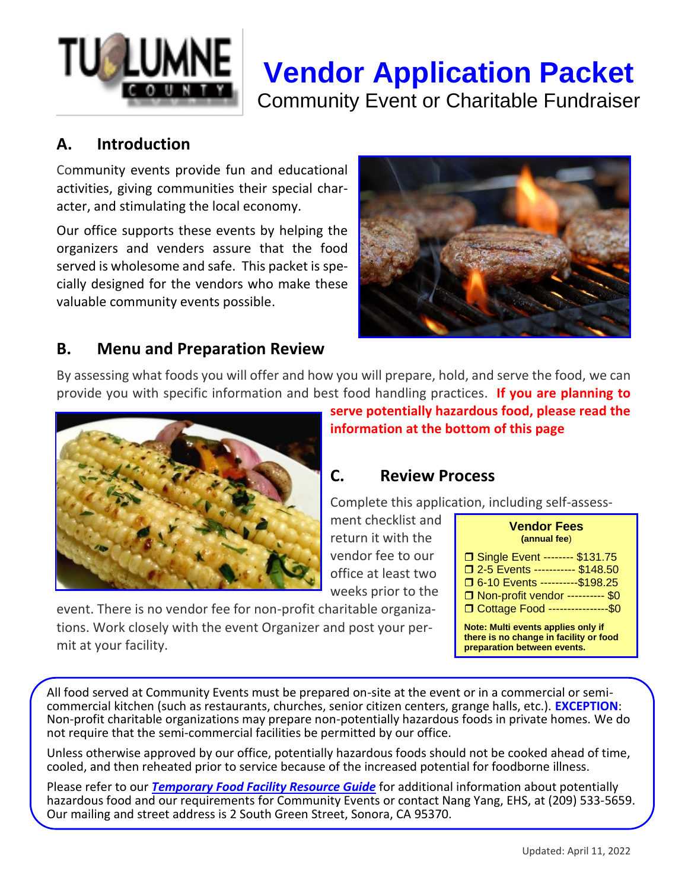# Vendor Application Packet

Community Event or Charitable Fundraiser

## A. Introduction

Community events provide fun and educational activities, giving communities their special character, and stimulating the local economy.

Our office supports these events by helping the organizers and venders assure that the food served is wholesome and safe. This packet is specially designed for the vendors who make these valuable community events possible.

## B. Menu and Preparation Review

By assessing what foods you will offer and how you will prepare, hold, and serve the food, we can provide you with specific information and best food handling practices. **If you are planning to serve potentially hazardous food, please read the information at the bottom of this page**

## C. Review Process

Complete this application, including self-assessment checklist and return it with the vendor fee to our office at least two weeks prior to the event. There is no vendor fee for non-profit charitable organizations. Work closely with the event Organizer and post your permit at your facility.

**Vendor Fees**
**(annual fee)**

- ❒ Single Event -------- $131.75
- ❒ 2-5 Events ----------- $148.50
- ❒ 6-10 Events ----------$198.25
- ❒ Non-profit vendor ---------- $0
- ❒ Cottage Food ----------------$0

**Note: Multi events applies only if there is no change in facility or food preparation between events.**

All food served at Community Events must be prepared on-site at the event or in a commercial or semi-commercial kitchen (such as restaurants, churches, senior citizen centers, grange halls, etc.). **EXCEPTION**: Non-profit charitable organizations may prepare non-potentially hazardous foods in private homes. We do not require that the semi-commercial facilities be permitted by our office.

Unless otherwise approved by our office, potentially hazardous foods should not be cooked ahead of time, cooled, and then reheated prior to service because of the increased potential for foodborne illness.

Please refer to our ***Temporary Food Facility Resource Guide*** for additional information about potentially hazardous food and our requirements for Community Events or contact Nang Yang, EHS, at (209) 533-5659. Our mailing and street address is 2 South Green Street, Sonora, CA 95370.

Updated: April 11, 2022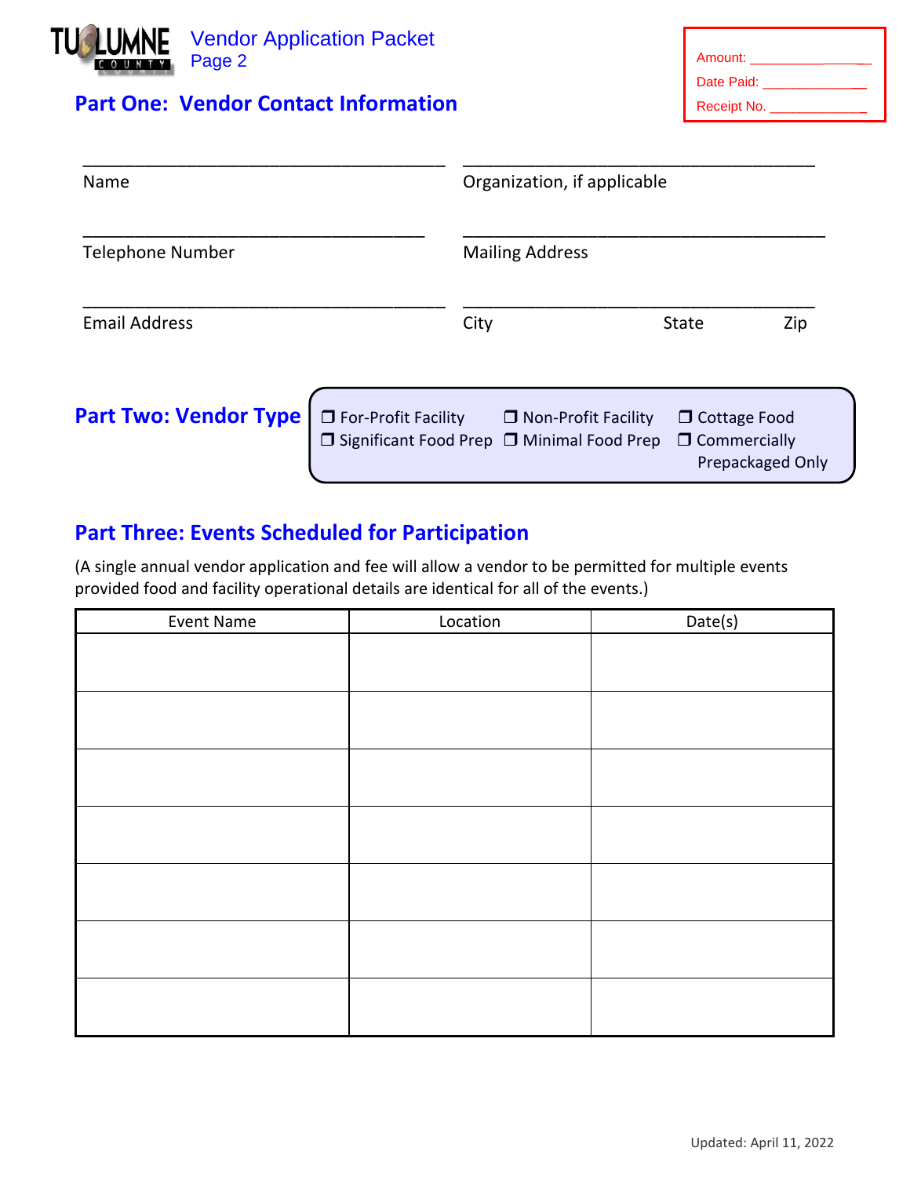Vendor Application Packet
Page 2

Amount: _______________
Date Paid: _____________
Receipt No. ____________

## Part One: Vendor Contact Information

_______________________________________ _______________________________________
Name Organization, if applicable

_______________________________________ _______________________________________
Telephone Number Mailing Address

_______________________________________ _______________________________________
Email Address City State Zip

## Part Two: Vendor Type

- ❐ For-Profit Facility
- ❐ Non-Profit Facility
- ❐ Cottage Food
- ❐ Significant Food Prep
- ❐ Minimal Food Prep
- ❐ Commercially Prepackaged Only

## Part Three: Events Scheduled for Participation

(A single annual vendor application and fee will allow a vendor to be permitted for multiple events provided food and facility operational details are identical for all of the events.)

| Event Name | Location | Date(s) |
|---|---|---|
| | | |
| | | |
| | | |
| | | |
| | | |
| | | |
| | | |

Updated: April 11, 2022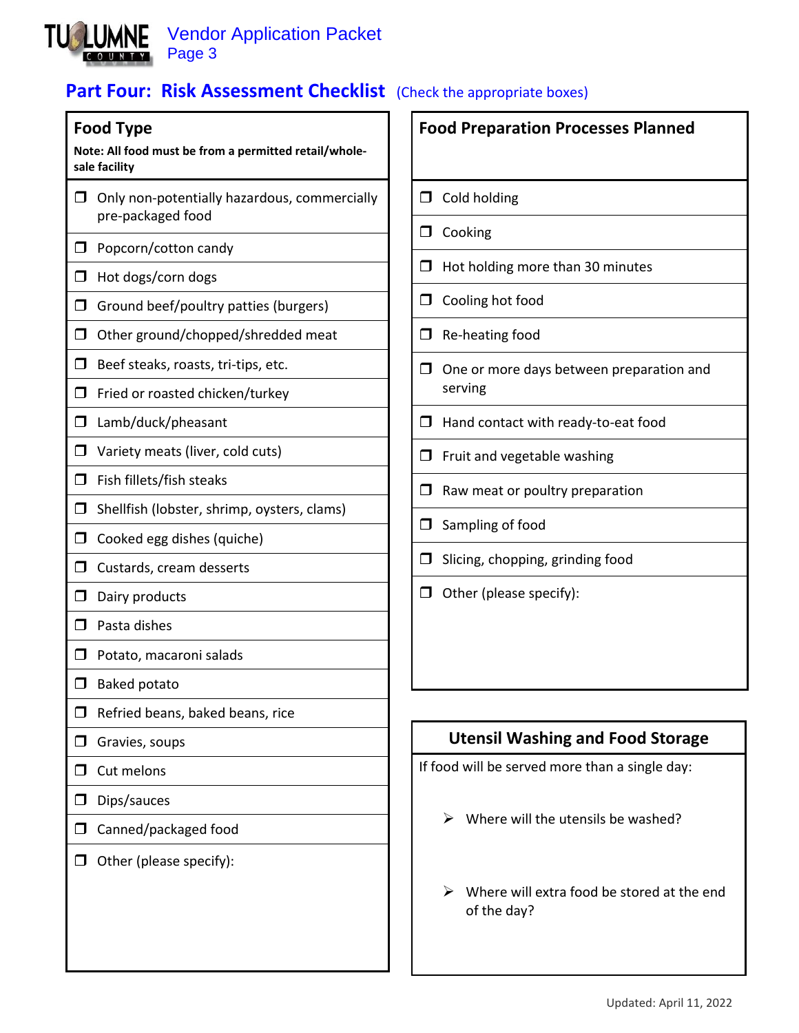## Part Four: Risk Assessment Checklist (Check the appropriate boxes)

### Food Type

**Note: All food must be from a permitted retail/wholesale facility**

- ❒ Only non-potentially hazardous, commercially pre-packaged food
- ❒ Popcorn/cotton candy
- ❒ Hot dogs/corn dogs
- ❒ Ground beef/poultry patties (burgers)
- ❒ Other ground/chopped/shredded meat
- ❒ Beef steaks, roasts, tri-tips, etc.
- ❒ Fried or roasted chicken/turkey
- ❒ Lamb/duck/pheasant
- ❒ Variety meats (liver, cold cuts)
- ❒ Fish fillets/fish steaks
- ❒ Shellfish (lobster, shrimp, oysters, clams)
- ❒ Cooked egg dishes (quiche)
- ❒ Custards, cream desserts
- ❒ Dairy products
- ❒ Pasta dishes
- ❒ Potato, macaroni salads
- ❒ Baked potato
- ❒ Refried beans, baked beans, rice
- ❒ Gravies, soups
- ❒ Cut melons
- ❒ Dips/sauces
- ❒ Canned/packaged food
- ❒ Other (please specify):

### Food Preparation Processes Planned

- ❒ Cold holding
- ❒ Cooking
- ❒ Hot holding more than 30 minutes
- ❒ Cooling hot food
- ❒ Re-heating food
- ❒ One or more days between preparation and serving
- ❒ Hand contact with ready-to-eat food
- ❒ Fruit and vegetable washing
- ❒ Raw meat or poultry preparation
- ❒ Sampling of food
- ❒ Slicing, chopping, grinding food
- ❒ Other (please specify):

### Utensil Washing and Food Storage

If food will be served more than a single day:

- ➢ Where will the utensils be washed?

- ➢ Where will extra food be stored at the end of the day?

Updated: April 11, 2022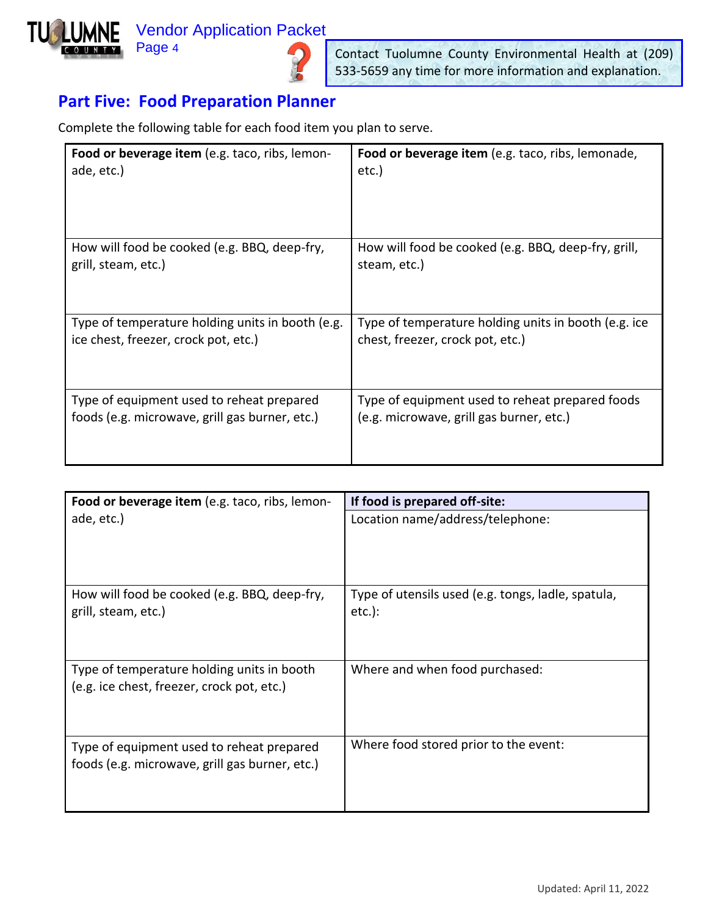Contact Tuolumne County Environmental Health at (209) 533-5659 any time for more information and explanation.

## Part Five: Food Preparation Planner

Complete the following table for each food item you plan to serve.

| | |
|---|---|
| **Food or beverage item** (e.g. taco, ribs, lemonade, etc.) | **Food or beverage item** (e.g. taco, ribs, lemonade, etc.) |
| How will food be cooked (e.g. BBQ, deep-fry, grill, steam, etc.) | How will food be cooked (e.g. BBQ, deep-fry, grill, steam, etc.) |
| Type of temperature holding units in booth (e.g. ice chest, freezer, crock pot, etc.) | Type of temperature holding units in booth (e.g. ice chest, freezer, crock pot, etc.) |
| Type of equipment used to reheat prepared foods (e.g. microwave, grill gas burner, etc.) | Type of equipment used to reheat prepared foods (e.g. microwave, grill gas burner, etc.) |

| | **If food is prepared off-site:** |
|---|---|
| **Food or beverage item** (e.g. taco, ribs, lemonade, etc.) | Location name/address/telephone: |
| How will food be cooked (e.g. BBQ, deep-fry, grill, steam, etc.) | Type of utensils used (e.g. tongs, ladle, spatula, etc.): |
| Type of temperature holding units in booth (e.g. ice chest, freezer, crock pot, etc.) | Where and when food purchased: |
| Type of equipment used to reheat prepared foods (e.g. microwave, grill gas burner, etc.) | Where food stored prior to the event: |

Updated: April 11, 2022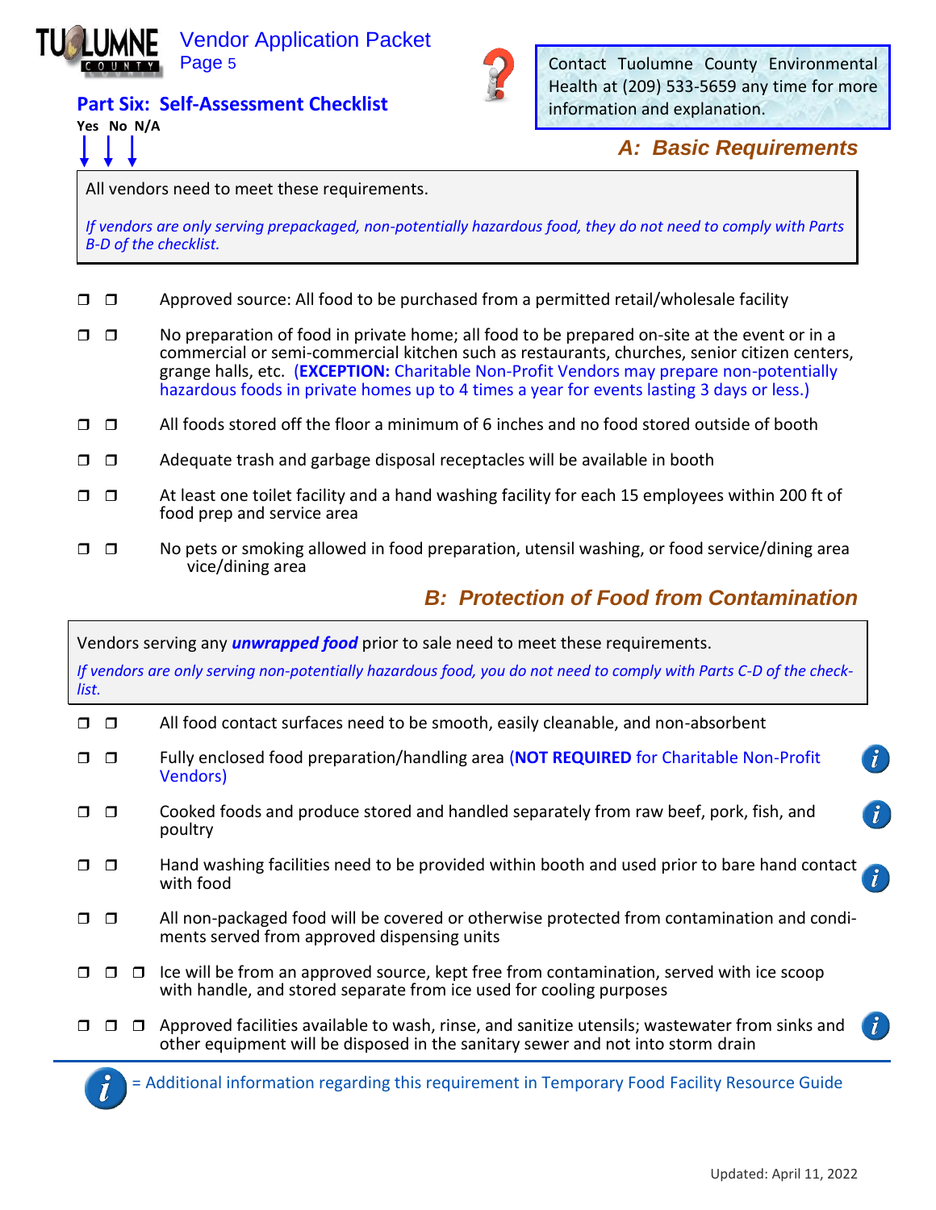# Vendor Application Packet

## Part Six: Self-Assessment Checklist

Contact Tuolumne County Environmental Health at (209) 533-5659 any time for more information and explanation.

Yes No N/A

### A: Basic Requirements

All vendors need to meet these requirements.

*If vendors are only serving prepackaged, non-potentially hazardous food, they do not need to comply with Parts B-D of the checklist.*

- ☐ ☐ Approved source: All food to be purchased from a permitted retail/wholesale facility
- ☐ ☐ No preparation of food in private home; all food to be prepared on-site at the event or in a commercial or semi-commercial kitchen such as restaurants, churches, senior citizen centers, grange halls, etc. (**EXCEPTION:** Charitable Non-Profit Vendors may prepare non-potentially hazardous foods in private homes up to 4 times a year for events lasting 3 days or less.)
- ☐ ☐ All foods stored off the floor a minimum of 6 inches and no food stored outside of booth
- ☐ ☐ Adequate trash and garbage disposal receptacles will be available in booth
- ☐ ☐ At least one toilet facility and a hand washing facility for each 15 employees within 200 ft of food prep and service area
- ☐ ☐ No pets or smoking allowed in food preparation, utensil washing, or food service/dining area vice/dining area

### B: Protection of Food from Contamination

Vendors serving any ***unwrapped food*** prior to sale need to meet these requirements.

*If vendors are only serving non-potentially hazardous food, you do not need to comply with Parts C-D of the checklist.*

- ☐ ☐ All food contact surfaces need to be smooth, easily cleanable, and non-absorbent
- ☐ ☐ Fully enclosed food preparation/handling area (**NOT REQUIRED** for Charitable Non-Profit Vendors) *(i)*
- ☐ ☐ Cooked foods and produce stored and handled separately from raw beef, pork, fish, and poultry *(i)*
- ☐ ☐ Hand washing facilities need to be provided within booth and used prior to bare hand contact with food *(i)*
- ☐ ☐ All non-packaged food will be covered or otherwise protected from contamination and condiments served from approved dispensing units
- ☐ ☐ ☐ Ice will be from an approved source, kept free from contamination, served with ice scoop with handle, and stored separate from ice used for cooling purposes
- ☐ ☐ ☐ Approved facilities available to wash, rinse, and sanitize utensils; wastewater from sinks and other equipment will be disposed in the sanitary sewer and not into storm drain *(i)*

*(i)* = Additional information regarding this requirement in Temporary Food Facility Resource Guide

Updated: April 11, 2022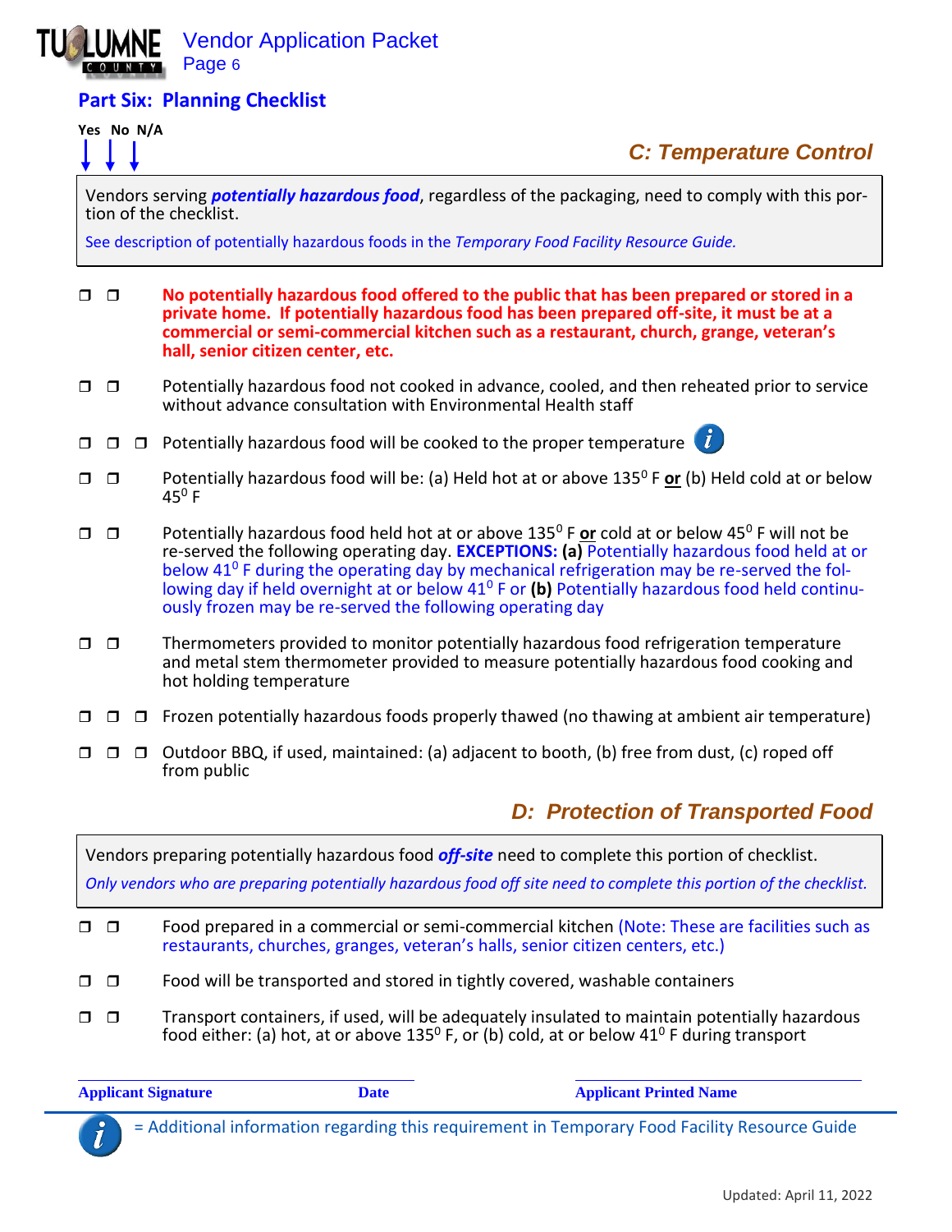## Part Six: Planning Checklist

Yes No N/A

### C: Temperature Control

Vendors serving ***potentially hazardous food***, regardless of the packaging, need to comply with this portion of the checklist.

See description of potentially hazardous foods in the *Temporary Food Facility Resource Guide.*

- ❐ ❐ **No potentially hazardous food offered to the public that has been prepared or stored in a private home. If potentially hazardous food has been prepared off-site, it must be at a commercial or semi-commercial kitchen such as a restaurant, church, grange, veteran's hall, senior citizen center, etc.**
- ❐ ❐ Potentially hazardous food not cooked in advance, cooled, and then reheated prior to service without advance consultation with Environmental Health staff
- ❐ ❐ ❐ Potentially hazardous food will be cooked to the proper temperature (i)
- ❐ ❐ Potentially hazardous food will be: (a) Held hot at or above 135° F **or** (b) Held cold at or below 45° F
- ❐ ❐ Potentially hazardous food held hot at or above 135° F **or** cold at or below 45° F will not be re-served the following operating day. **EXCEPTIONS: (a)** Potentially hazardous food held at or below 41° F during the operating day by mechanical refrigeration may be re-served the following day if held overnight at or below 41° F or **(b)** Potentially hazardous food held continuously frozen may be re-served the following operating day
- ❐ ❐ Thermometers provided to monitor potentially hazardous food refrigeration temperature and metal stem thermometer provided to measure potentially hazardous food cooking and hot holding temperature
- ❐ ❐ ❐ Frozen potentially hazardous foods properly thawed (no thawing at ambient air temperature)
- ❐ ❐ ❐ Outdoor BBQ, if used, maintained: (a) adjacent to booth, (b) free from dust, (c) roped off from public

### D: Protection of Transported Food

Vendors preparing potentially hazardous food ***off-site*** need to complete this portion of checklist.

*Only vendors who are preparing potentially hazardous food off site need to complete this portion of the checklist.*

- ❐ ❐ Food prepared in a commercial or semi-commercial kitchen (Note: These are facilities such as restaurants, churches, granges, veteran's halls, senior citizen centers, etc.)
- ❐ ❐ Food will be transported and stored in tightly covered, washable containers
- ❐ ❐ Transport containers, if used, will be adequately insulated to maintain potentially hazardous food either: (a) hot, at or above 135° F, or (b) cold, at or below 41° F during transport

| **Applicant Signature** | **Date** | **Applicant Printed Name** |
|---|---|---|
| | | |

(i) = Additional information regarding this requirement in Temporary Food Facility Resource Guide

Updated: April 11, 2022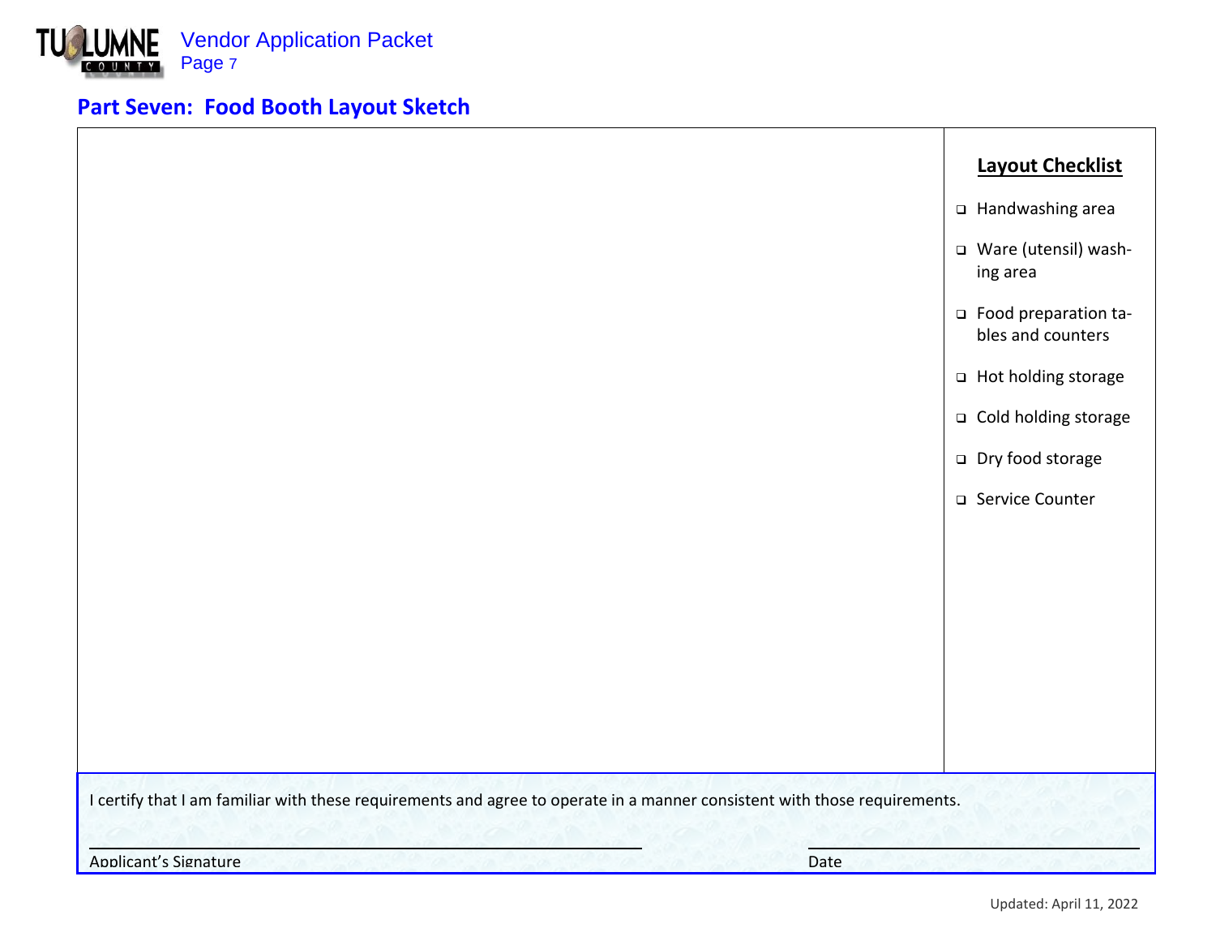## Part Seven: Food Booth Layout Sketch

**Layout Checklist**

- ❑ Handwashing area
- ❑ Ware (utensil) washing area
- ❑ Food preparation tables and counters
- ❑ Hot holding storage
- ❑ Cold holding storage
- ❑ Dry food storage
- ❑ Service Counter

I certify that I am familiar with these requirements and agree to operate in a manner consistent with those requirements.

Applicant's Signature ______________________________ Date ______________

Updated: April 11, 2022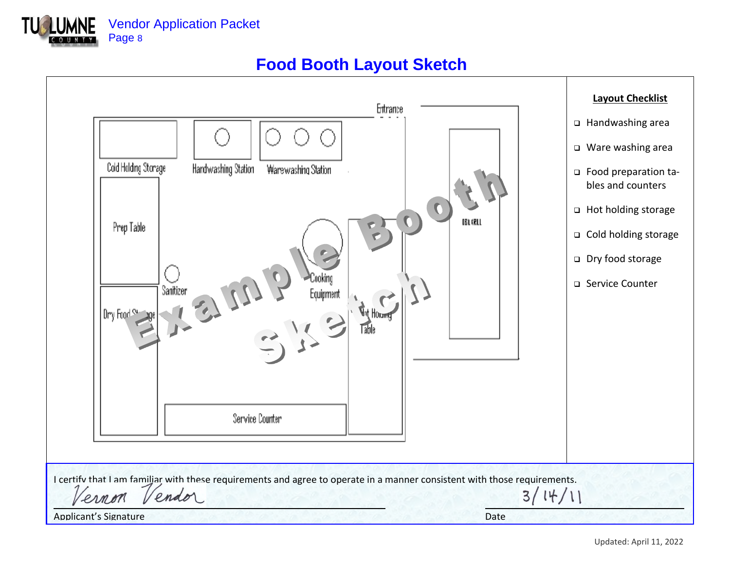# Food Booth Layout Sketch

Entrance

Cold Holding Storage

Handwashing Station

Warewashing Station

Prep Table

Sanitizer

Cooking Equipment

Dry Food Storage

Hot Holding Table

BBQ GRILL

Service Counter

Example Booth Sketch

**Layout Checklist**

- ❑ Handwashing area
- ❑ Ware washing area
- ❑ Food preparation tables and counters
- ❑ Hot holding storage
- ❑ Cold holding storage
- ❑ Dry food storage
- ❑ Service Counter

I certify that I am familiar with these requirements and agree to operate in a manner consistent with those requirements.

Vernon Vendor

Applicant's Signature

3/14/11

Date

Updated: April 11, 2022